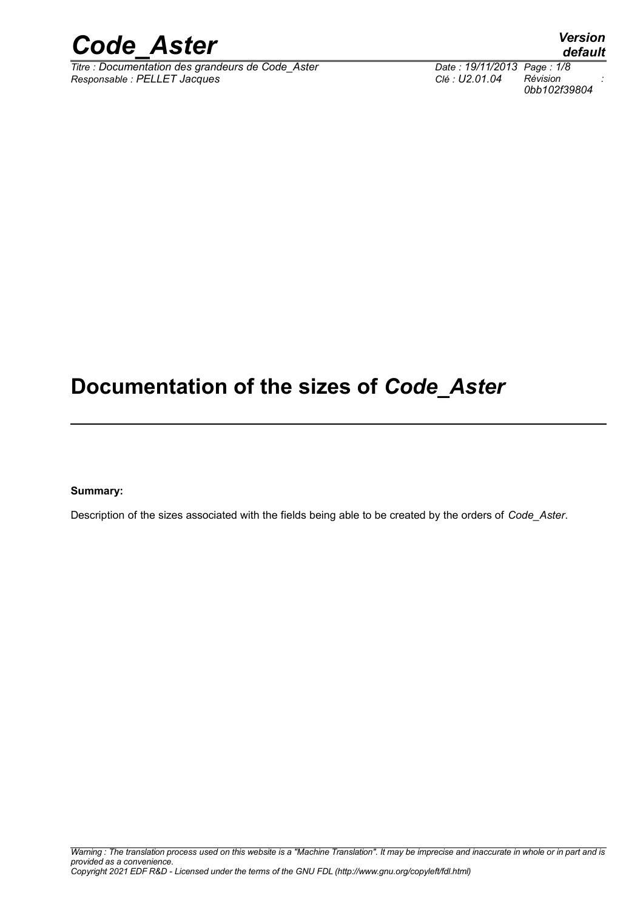# Documentation of the sizes of *Code_Aster*

**Summary:**

Description of the sizes associated with the fields being able to be created by the orders of *Code_Aster*.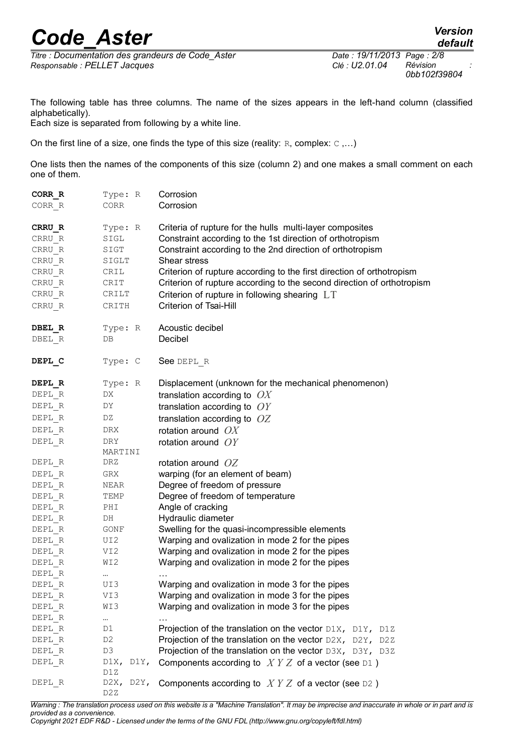The following table has three columns. The name of the sizes appears in the left-hand column (classified alphabetically).
Each size is separated from following by a white line.

On the first line of a size, one finds the type of this size (reality: R, complex: C ,…)

One lists then the names of the components of this size (column 2) and one makes a small comment on each one of them.

| | | |
|---|---|---|
| **CORR_R** | Type: R | Corrosion |
| CORR_R | CORR | Corrosion |
| | | |
| **CRRU_R** | Type: R | Criteria of rupture for the hulls multi-layer composites |
| CRRU_R | SIGL | Constraint according to the 1st direction of orthotropism |
| CRRU_R | SIGT | Constraint according to the 2nd direction of orthotropism |
| CRRU_R | SIGLT | Shear stress |
| CRRU_R | CRIL | Criterion of rupture according to the first direction of orthotropism |
| CRRU_R | CRIT | Criterion of rupture according to the second direction of orthotropism |
| CRRU_R | CRILT | Criterion of rupture in following shearing $LT$ |
| CRRU_R | CRITH | Criterion of Tsai-Hill |
| | | |
| **DBEL_R** | Type: R | Acoustic decibel |
| DBEL_R | DB | Decibel |
| | | |
| **DEPL_C** | Type: C | See DEPL_R |
| | | |
| **DEPL_R** | Type: R | Displacement (unknown for the mechanical phenomenon) |
| DEPL_R | DX | translation according to $OX$ |
| DEPL_R | DY | translation according to $OY$ |
| DEPL_R | DZ | translation according to $OZ$ |
| DEPL_R | DRX | rotation around $OX$ |
| DEPL_R | DRY MARTINI | rotation around $OY$ |
| DEPL_R | DRZ | rotation around $OZ$ |
| DEPL_R | GRX | warping (for an element of beam) |
| DEPL_R | NEAR | Degree of freedom of pressure |
| DEPL_R | TEMP | Degree of freedom of temperature |
| DEPL_R | PHI | Angle of cracking |
| DEPL_R | DH | Hydraulic diameter |
| DEPL_R | GONF | Swelling for the quasi-incompressible elements |
| DEPL_R | UI2 | Warping and ovalization in mode 2 for the pipes |
| DEPL_R | VI2 | Warping and ovalization in mode 2 for the pipes |
| DEPL_R | WI2 | Warping and ovalization in mode 2 for the pipes |
| DEPL_R | … | … |
| DEPL_R | UI3 | Warping and ovalization in mode 3 for the pipes |
| DEPL_R | VI3 | Warping and ovalization in mode 3 for the pipes |
| DEPL_R | WI3 | Warping and ovalization in mode 3 for the pipes |
| DEPL_R | … | … |
| DEPL_R | D1 | Projection of the translation on the vector D1X, D1Y, D1Z |
| DEPL_R | D2 | Projection of the translation on the vector D2X, D2Y, D2Z |
| DEPL_R | D3 | Projection of the translation on the vector D3X, D3Y, D3Z |
| DEPL_R | D1X, D1Y, D1Z | Components according to $X\ Y\ Z$ of a vector (see D1 ) |
| DEPL_R | D2X, D2Y, D2Z | Components according to $X\ Y\ Z$ of a vector (see D2 ) |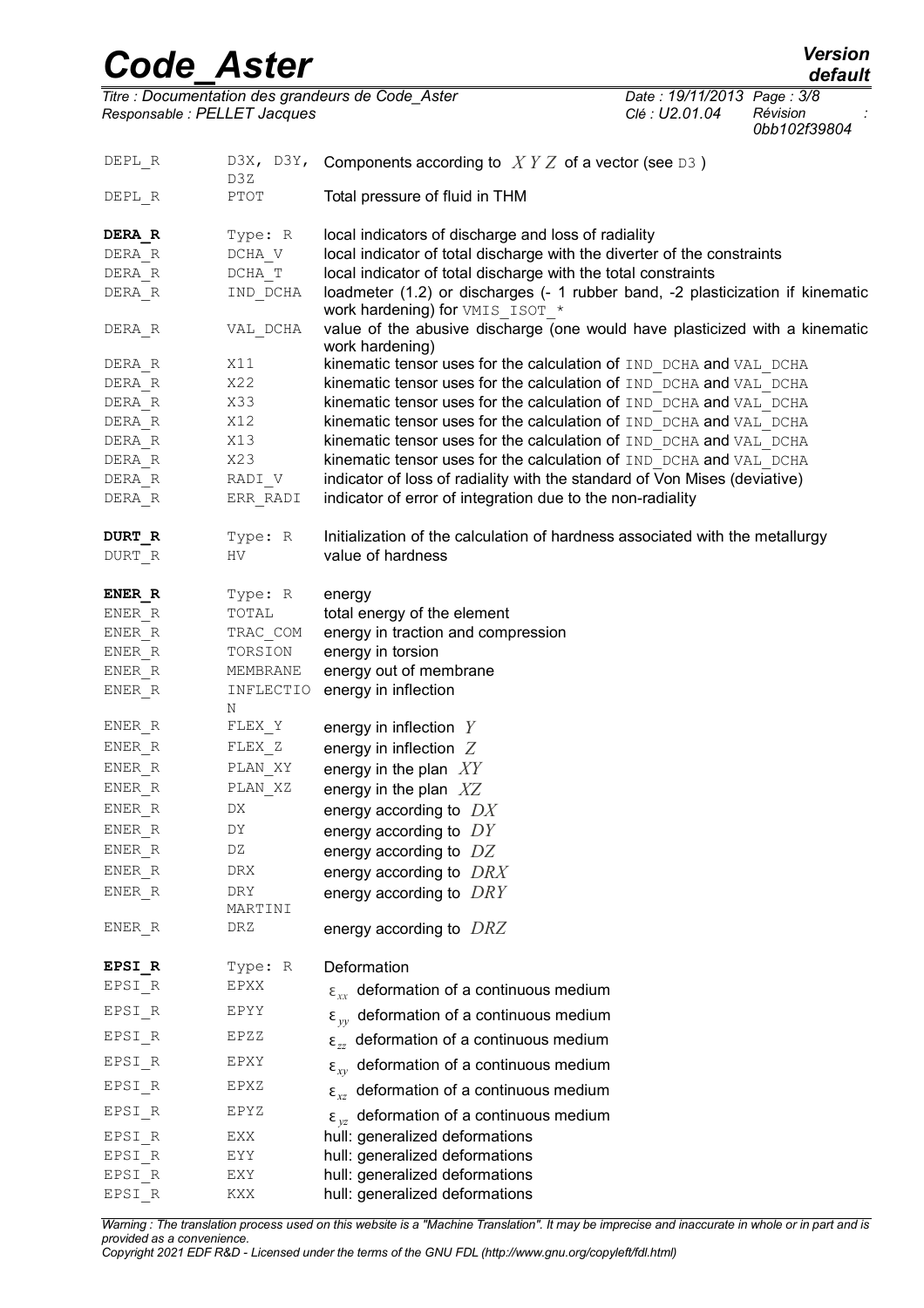| | | |
|---|---|---|
| DEPL_R | D3X, D3Y, D3Z | Components according to $X\ Y\ Z$ of a vector (see D3 ) |
| DEPL_R | PTOT | Total pressure of fluid in THM |
| **DERA_R** | Type: R | local indicators of discharge and loss of radiality |
| DERA_R | DCHA_V | local indicator of total discharge with the diverter of the constraints |
| DERA_R | DCHA_T | local indicator of total discharge with the total constraints |
| DERA_R | IND_DCHA | loadmeter (1.2) or discharges (- 1 rubber band, -2 plasticization if kinematic work hardening) for VMIS_ISOT_* |
| DERA_R | VAL_DCHA | value of the abusive discharge (one would have plasticized with a kinematic work hardening) |
| DERA_R | X11 | kinematic tensor uses for the calculation of IND_DCHA and VAL_DCHA |
| DERA_R | X22 | kinematic tensor uses for the calculation of IND_DCHA and VAL_DCHA |
| DERA_R | X33 | kinematic tensor uses for the calculation of IND_DCHA and VAL_DCHA |
| DERA_R | X12 | kinematic tensor uses for the calculation of IND_DCHA and VAL_DCHA |
| DERA_R | X13 | kinematic tensor uses for the calculation of IND_DCHA and VAL_DCHA |
| DERA_R | X23 | kinematic tensor uses for the calculation of IND_DCHA and VAL_DCHA |
| DERA_R | RADI_V | indicator of loss of radiality with the standard of Von Mises (deviative) |
| DERA_R | ERR_RADI | indicator of error of integration due to the non-radiality |
| **DURT_R** | Type: R | Initialization of the calculation of hardness associated with the metallurgy |
| DURT_R | HV | value of hardness |
| **ENER_R** | Type: R | energy |
| ENER_R | TOTAL | total energy of the element |
| ENER_R | TRAC_COM | energy in traction and compression |
| ENER_R | TORSION | energy in torsion |
| ENER_R | MEMBRANE | energy out of membrane |
| ENER_R | INFLECTION | energy in inflection |
| ENER_R | FLEX_Y | energy in inflection $Y$ |
| ENER_R | FLEX_Z | energy in inflection $Z$ |
| ENER_R | PLAN_XY | energy in the plan $XY$ |
| ENER_R | PLAN_XZ | energy in the plan $XZ$ |
| ENER_R | DX | energy according to $DX$ |
| ENER_R | DY | energy according to $DY$ |
| ENER_R | DZ | energy according to $DZ$ |
| ENER_R | DRX | energy according to $DRX$ |
| ENER_R | DRY MARTINI | energy according to $DRY$ |
| ENER_R | DRZ | energy according to $DRZ$ |
| **EPSI_R** | Type: R | Deformation |
| EPSI_R | EPXX | $\varepsilon_{xx}$ deformation of a continuous medium |
| EPSI_R | EPYY | $\varepsilon_{yy}$ deformation of a continuous medium |
| EPSI_R | EPZZ | $\varepsilon_{zz}$ deformation of a continuous medium |
| EPSI_R | EPXY | $\varepsilon_{xy}$ deformation of a continuous medium |
| EPSI_R | EPXZ | $\varepsilon_{xz}$ deformation of a continuous medium |
| EPSI_R | EPYZ | $\varepsilon_{yz}$ deformation of a continuous medium |
| EPSI_R | EXX | hull: generalized deformations |
| EPSI_R | EYY | hull: generalized deformations |
| EPSI_R | EXY | hull: generalized deformations |
| EPSI_R | KXX | hull: generalized deformations |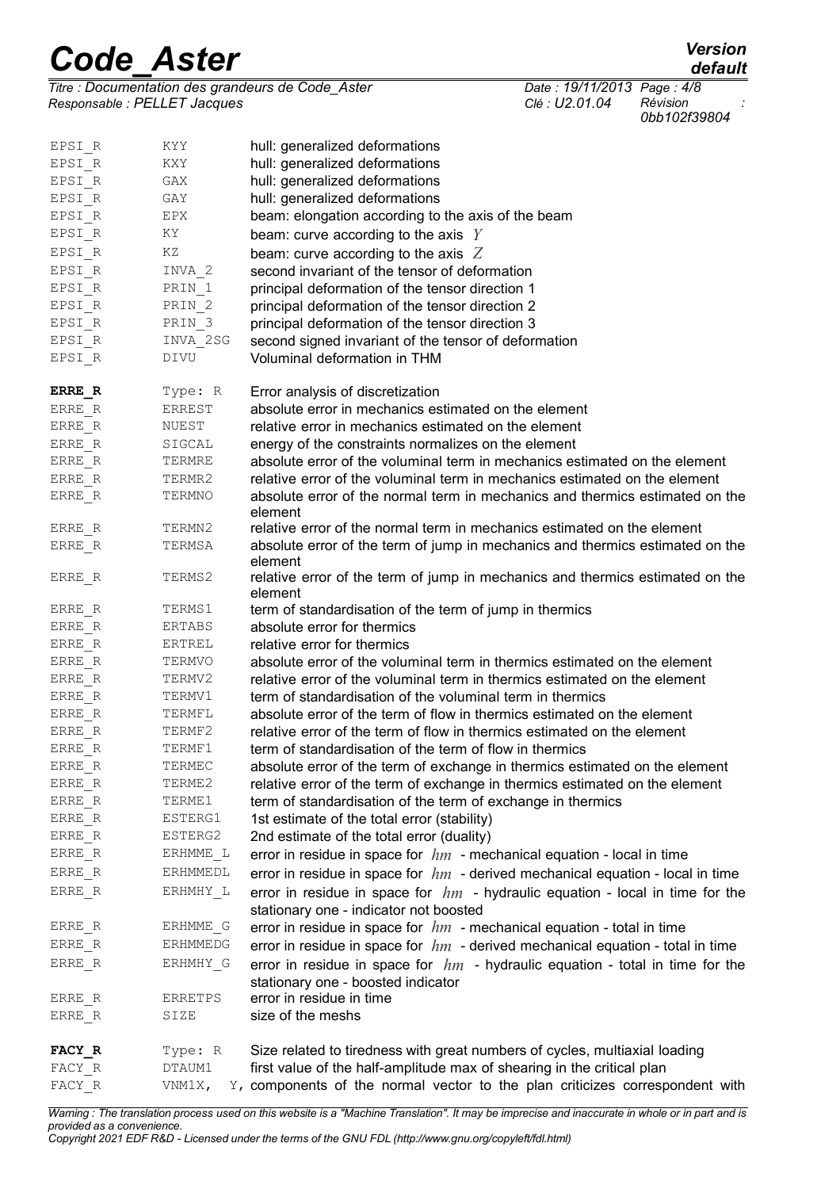| | | |
|---|---|---|
| EPSI_R | KYY | hull: generalized deformations |
| EPSI_R | KXY | hull: generalized deformations |
| EPSI_R | GAX | hull: generalized deformations |
| EPSI_R | GAY | hull: generalized deformations |
| EPSI_R | EPX | beam: elongation according to the axis of the beam |
| EPSI_R | KY | beam: curve according to the axis $Y$ |
| EPSI_R | KZ | beam: curve according to the axis $Z$ |
| EPSI_R | INVA_2 | second invariant of the tensor of deformation |
| EPSI_R | PRIN_1 | principal deformation of the tensor direction 1 |
| EPSI_R | PRIN_2 | principal deformation of the tensor direction 2 |
| EPSI_R | PRIN_3 | principal deformation of the tensor direction 3 |
| EPSI_R | INVA_2SG | second signed invariant of the tensor of deformation |
| EPSI_R | DIVU | Voluminal deformation in THM |
| **ERRE_R** | Type: R | Error analysis of discretization |
| ERRE_R | ERREST | absolute error in mechanics estimated on the element |
| ERRE_R | NUEST | relative error in mechanics estimated on the element |
| ERRE_R | SIGCAL | energy of the constraints normalizes on the element |
| ERRE_R | TERMRE | absolute error of the voluminal term in mechanics estimated on the element |
| ERRE_R | TERMR2 | relative error of the voluminal term in mechanics estimated on the element |
| ERRE_R | TERMNO | absolute error of the normal term in mechanics and thermics estimated on the element |
| ERRE_R | TERMN2 | relative error of the normal term in mechanics estimated on the element |
| ERRE_R | TERMSA | absolute error of the term of jump in mechanics and thermics estimated on the element |
| ERRE_R | TERMS2 | relative error of the term of jump in mechanics and thermics estimated on the element |
| ERRE_R | TERMS1 | term of standardisation of the term of jump in thermics |
| ERRE_R | ERTABS | absolute error for thermics |
| ERRE_R | ERTREL | relative error for thermics |
| ERRE_R | TERMVO | absolute error of the voluminal term in thermics estimated on the element |
| ERRE_R | TERMV2 | relative error of the voluminal term in thermics estimated on the element |
| ERRE_R | TERMV1 | term of standardisation of the voluminal term in thermics |
| ERRE_R | TERMFL | absolute error of the term of flow in thermics estimated on the element |
| ERRE_R | TERMF2 | relative error of the term of flow in thermics estimated on the element |
| ERRE_R | TERMF1 | term of standardisation of the term of flow in thermics |
| ERRE_R | TERMEC | absolute error of the term of exchange in thermics estimated on the element |
| ERRE_R | TERME2 | relative error of the term of exchange in thermics estimated on the element |
| ERRE_R | TERME1 | term of standardisation of the term of exchange in thermics |
| ERRE_R | ESTERG1 | 1st estimate of the total error (stability) |
| ERRE_R | ESTERG2 | 2nd estimate of the total error (duality) |
| ERRE_R | ERHMME_L | error in residue in space for $hm$ - mechanical equation - local in time |
| ERRE_R | ERHMMEDL | error in residue in space for $hm$ - derived mechanical equation - local in time |
| ERRE_R | ERHMHY_L | error in residue in space for $hm$ - hydraulic equation - local in time for the stationary one - indicator not boosted |
| ERRE_R | ERHMME_G | error in residue in space for $hm$ - mechanical equation - total in time |
| ERRE_R | ERHMMEDG | error in residue in space for $hm$ - derived mechanical equation - total in time |
| ERRE_R | ERHMHY_G | error in residue in space for $hm$ - hydraulic equation - total in time for the stationary one - boosted indicator |
| ERRE_R | ERRETPS | error in residue in time |
| ERRE_R | SIZE | size of the meshs |
| **FACY_R** | Type: R | Size related to tiredness with great numbers of cycles, multiaxial loading |
| FACY_R | DTAUM1 | first value of the half-amplitude max of shearing in the critical plan |
| FACY_R | VNM1X, Y, | components of the normal vector to the plan criticizes correspondent with |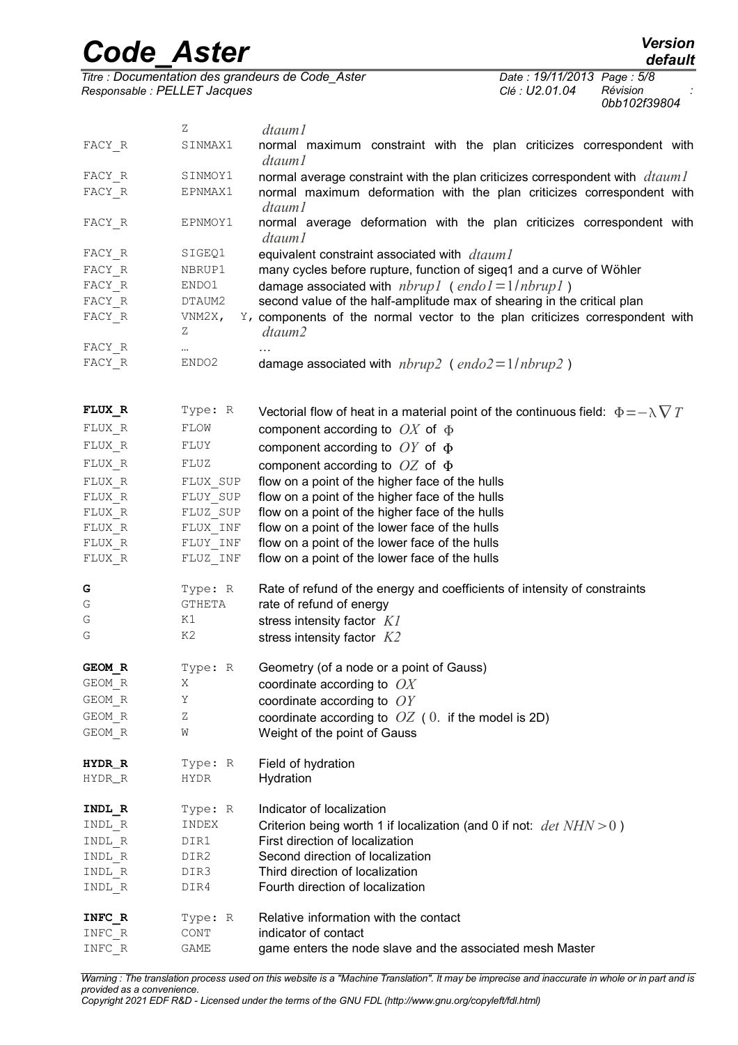| | | |
|---|---|---|
| | Z | $dtaum1$ |
| FACY_R | SINMAX1 | normal maximum constraint with the plan criticizes correspondent with $dtaum1$ |
| FACY_R | SINMOY1 | normal average constraint with the plan criticizes correspondent with $dtaum1$ |
| FACY_R | EPNMAX1 | normal maximum deformation with the plan criticizes correspondent with $dtaum1$ |
| FACY_R | EPNMOY1 | normal average deformation with the plan criticizes correspondent with $dtaum1$ |
| FACY_R | SIGEQ1 | equivalent constraint associated with $dtaum1$ |
| FACY_R | NBRUP1 | many cycles before rupture, function of sigeq1 and a curve of Wöhler |
| FACY_R | ENDO1 | damage associated with $nbrup1$ ( $endo1=1/nbrup1$ ) |
| FACY_R | DTAUM2 | second value of the half-amplitude max of shearing in the critical plan |
| FACY_R | VNM2X, Y, Z | components of the normal vector to the plan criticizes correspondent with $dtaum2$ |
| FACY_R | … | … |
| FACY_R | ENDO2 | damage associated with $nbrup2$ ( $endo2=1/nbrup2$ ) |

| | | |
|---|---|---|
| **FLUX_R** | Type: R | Vectorial flow of heat in a material point of the continuous field: $\Phi=-\lambda\nabla T$ |
| FLUX_R | FLOW | component according to $OX$ of $\Phi$ |
| FLUX_R | FLUY | component according to $OY$ of $\Phi$ |
| FLUX_R | FLUZ | component according to $OZ$ of $\Phi$ |
| FLUX_R | FLUX_SUP | flow on a point of the higher face of the hulls |
| FLUX_R | FLUY_SUP | flow on a point of the higher face of the hulls |
| FLUX_R | FLUZ_SUP | flow on a point of the higher face of the hulls |
| FLUX_R | FLUX_INF | flow on a point of the lower face of the hulls |
| FLUX_R | FLUY_INF | flow on a point of the lower face of the hulls |
| FLUX_R | FLUZ_INF | flow on a point of the lower face of the hulls |

| | | |
|---|---|---|
| **G** | Type: R | Rate of refund of the energy and coefficients of intensity of constraints |
| G | GTHETA | rate of refund of energy |
| G | K1 | stress intensity factor $K1$ |
| G | K2 | stress intensity factor $K2$ |

| | | |
|---|---|---|
| **GEOM_R** | Type: R | Geometry (of a node or a point of Gauss) |
| GEOM_R | X | coordinate according to $OX$ |
| GEOM_R | Y | coordinate according to $OY$ |
| GEOM_R | Z | coordinate according to $OZ$ ( $0.$ if the model is 2D) |
| GEOM_R | W | Weight of the point of Gauss |

| | | |
|---|---|---|
| **HYDR_R** | Type: R | Field of hydration |
| HYDR_R | HYDR | Hydration |

| | | |
|---|---|---|
| **INDL_R** | Type: R | Indicator of localization |
| INDL_R | INDEX | Criterion being worth 1 if localization (and 0 if not: $det\ NHN>0$ ) |
| INDL_R | DIR1 | First direction of localization |
| INDL_R | DIR2 | Second direction of localization |
| INDL_R | DIR3 | Third direction of localization |
| INDL_R | DIR4 | Fourth direction of localization |

| | | |
|---|---|---|
| **INFC_R** | Type: R | Relative information with the contact |
| INFC_R | CONT | indicator of contact |
| INFC_R | GAME | game enters the node slave and the associated mesh Master |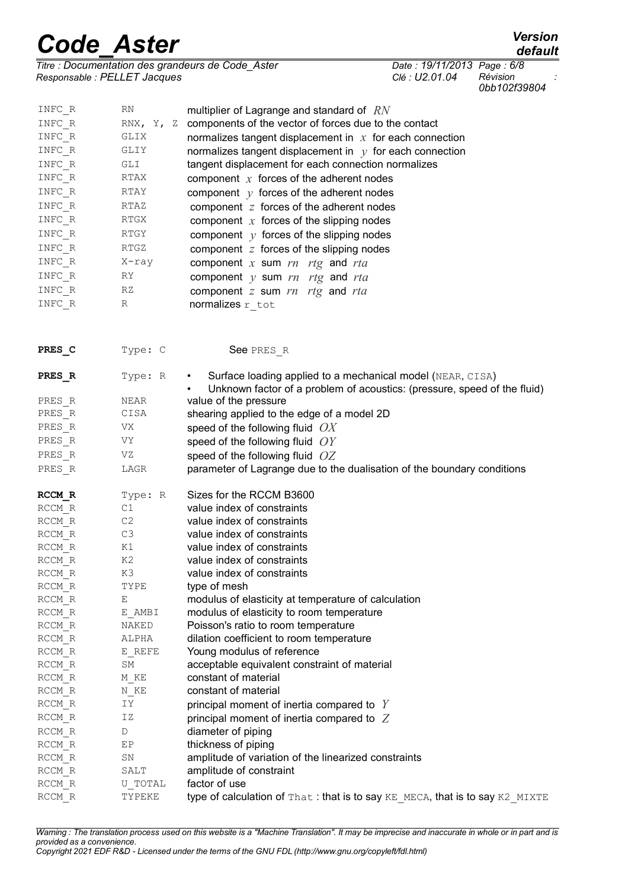| | | |
|---|---|---|
| INFC_R | RN | multiplier of Lagrange and standard of $RN$ |
| INFC_R | RNX, Y, Z | components of the vector of forces due to the contact |
| INFC_R | GLIX | normalizes tangent displacement in $x$ for each connection |
| INFC_R | GLIY | normalizes tangent displacement in $y$ for each connection |
| INFC_R | GLI | tangent displacement for each connection normalizes |
| INFC_R | RTAX | component $x$ forces of the adherent nodes |
| INFC_R | RTAY | component $y$ forces of the adherent nodes |
| INFC_R | RTAZ | component $z$ forces of the adherent nodes |
| INFC_R | RTGX | component $x$ forces of the slipping nodes |
| INFC_R | RTGY | component $y$ forces of the slipping nodes |
| INFC_R | RTGZ | component $z$ forces of the slipping nodes |
| INFC_R | X-ray | component $x$ sum $rn$ $rtg$ and $rta$ |
| INFC_R | RY | component $y$ sum $rn$ $rtg$ and $rta$ |
| INFC_R | RZ | component $z$ sum $rn$ $rtg$ and $rta$ |
| INFC_R | R | normalizes r_tot |

| | | |
|---|---|---|
| **PRES_C** | Type: C | See PRES_R |
| **PRES_R** | Type: R | • Surface loading applied to a mechanical model (NEAR, CISA)<br>• Unknown factor of a problem of acoustics: (pressure, speed of the fluid) |
| PRES_R | NEAR | value of the pressure |
| PRES_R | CISA | shearing applied to the edge of a model 2D |
| PRES_R | VX | speed of the following fluid $OX$ |
| PRES_R | VY | speed of the following fluid $OY$ |
| PRES_R | VZ | speed of the following fluid $OZ$ |
| PRES_R | LAGR | parameter of Lagrange due to the dualisation of the boundary conditions |

| | | |
|---|---|---|
| **RCCM_R** | Type: R | Sizes for the RCCM B3600 |
| RCCM_R | C1 | value index of constraints |
| RCCM_R | C2 | value index of constraints |
| RCCM_R | C3 | value index of constraints |
| RCCM_R | K1 | value index of constraints |
| RCCM_R | K2 | value index of constraints |
| RCCM_R | K3 | value index of constraints |
| RCCM_R | TYPE | type of mesh |
| RCCM_R | E | modulus of elasticity at temperature of calculation |
| RCCM_R | E_AMBI | modulus of elasticity to room temperature |
| RCCM_R | NAKED | Poisson's ratio to room temperature |
| RCCM_R | ALPHA | dilation coefficient to room temperature |
| RCCM_R | E_REFE | Young modulus of reference |
| RCCM_R | SM | acceptable equivalent constraint of material |
| RCCM_R | M_KE | constant of material |
| RCCM_R | N_KE | constant of material |
| RCCM_R | IY | principal moment of inertia compared to $Y$ |
| RCCM_R | IZ | principal moment of inertia compared to $Z$ |
| RCCM_R | D | diameter of piping |
| RCCM_R | EP | thickness of piping |
| RCCM_R | SN | amplitude of variation of the linearized constraints |
| RCCM_R | SALT | amplitude of constraint |
| RCCM_R | U_TOTAL | factor of use |
| RCCM_R | TYPEKE | type of calculation of That : that is to say KE_MECA, that is to say K2_MIXTE |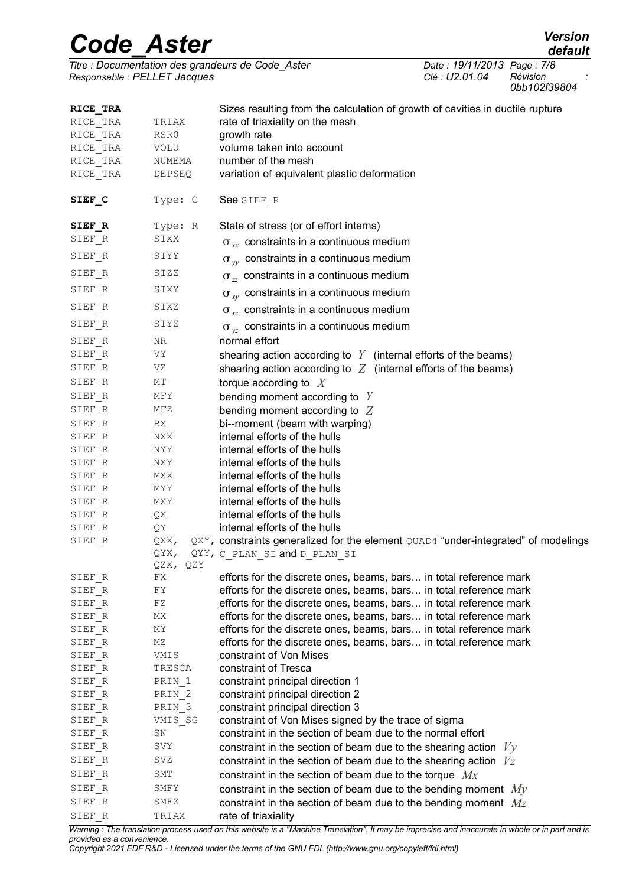| | | |
|---|---|---|
| **RICE_TRA** | | Sizes resulting from the calculation of growth of cavities in ductile rupture |
| RICE_TRA | TRIAX | rate of triaxiality on the mesh |
| RICE_TRA | RSR0 | growth rate |
| RICE_TRA | VOLU | volume taken into account |
| RICE_TRA | NUMEMA | number of the mesh |
| RICE_TRA | DEPSEQ | variation of equivalent plastic deformation |
| **SIEF_C** | Type: C | See SIEF_R |
| **SIEF_R** | Type: R | State of stress (or of effort interns) |
| SIEF_R | SIXX | $\sigma_{xx}$ constraints in a continuous medium |
| SIEF_R | SIYY | $\sigma_{yy}$ constraints in a continuous medium |
| SIEF_R | SIZZ | $\sigma_{zz}$ constraints in a continuous medium |
| SIEF_R | SIXY | $\sigma_{xy}$ constraints in a continuous medium |
| SIEF_R | SIXZ | $\sigma_{xz}$ constraints in a continuous medium |
| SIEF_R | SIYZ | $\sigma_{yz}$ constraints in a continuous medium |
| SIEF_R | NR | normal effort |
| SIEF_R | VY | shearing action according to $Y$ (internal efforts of the beams) |
| SIEF_R | VZ | shearing action according to $Z$ (internal efforts of the beams) |
| SIEF_R | MT | torque according to $X$ |
| SIEF_R | MFY | bending moment according to $Y$ |
| SIEF_R | MFZ | bending moment according to $Z$ |
| SIEF_R | BX | bi--moment (beam with warping) |
| SIEF_R | NXX | internal efforts of the hulls |
| SIEF_R | NYY | internal efforts of the hulls |
| SIEF_R | NXY | internal efforts of the hulls |
| SIEF_R | MXX | internal efforts of the hulls |
| SIEF_R | MYY | internal efforts of the hulls |
| SIEF_R | MXY | internal efforts of the hulls |
| SIEF_R | QX | internal efforts of the hulls |
| SIEF_R | QY | internal efforts of the hulls |
| SIEF_R | QXX, QXY, QYX, QYY, QZX, QZY | constraints generalized for the element QUAD4 "under-integrated" of modelings C_PLAN_SI and D_PLAN_SI |
| SIEF_R | FX | efforts for the discrete ones, beams, bars… in total reference mark |
| SIEF_R | FY | efforts for the discrete ones, beams, bars… in total reference mark |
| SIEF_R | FZ | efforts for the discrete ones, beams, bars… in total reference mark |
| SIEF_R | MX | efforts for the discrete ones, beams, bars… in total reference mark |
| SIEF_R | MY | efforts for the discrete ones, beams, bars… in total reference mark |
| SIEF_R | MZ | efforts for the discrete ones, beams, bars… in total reference mark |
| SIEF_R | VMIS | constraint of Von Mises |
| SIEF_R | TRESCA | constraint of Tresca |
| SIEF_R | PRIN_1 | constraint principal direction 1 |
| SIEF_R | PRIN_2 | constraint principal direction 2 |
| SIEF_R | PRIN_3 | constraint principal direction 3 |
| SIEF_R | VMIS_SG | constraint of Von Mises signed by the trace of sigma |
| SIEF_R | SN | constraint in the section of beam due to the normal effort |
| SIEF_R | SVY | constraint in the section of beam due to the shearing action $Vy$ |
| SIEF_R | SVZ | constraint in the section of beam due to the shearing action $Vz$ |
| SIEF_R | SMT | constraint in the section of beam due to the torque $Mx$ |
| SIEF_R | SMFY | constraint in the section of beam due to the bending moment $My$ |
| SIEF_R | SMFZ | constraint in the section of beam due to the bending moment $Mz$ |
| SIEF_R | TRIAX | rate of triaxiality |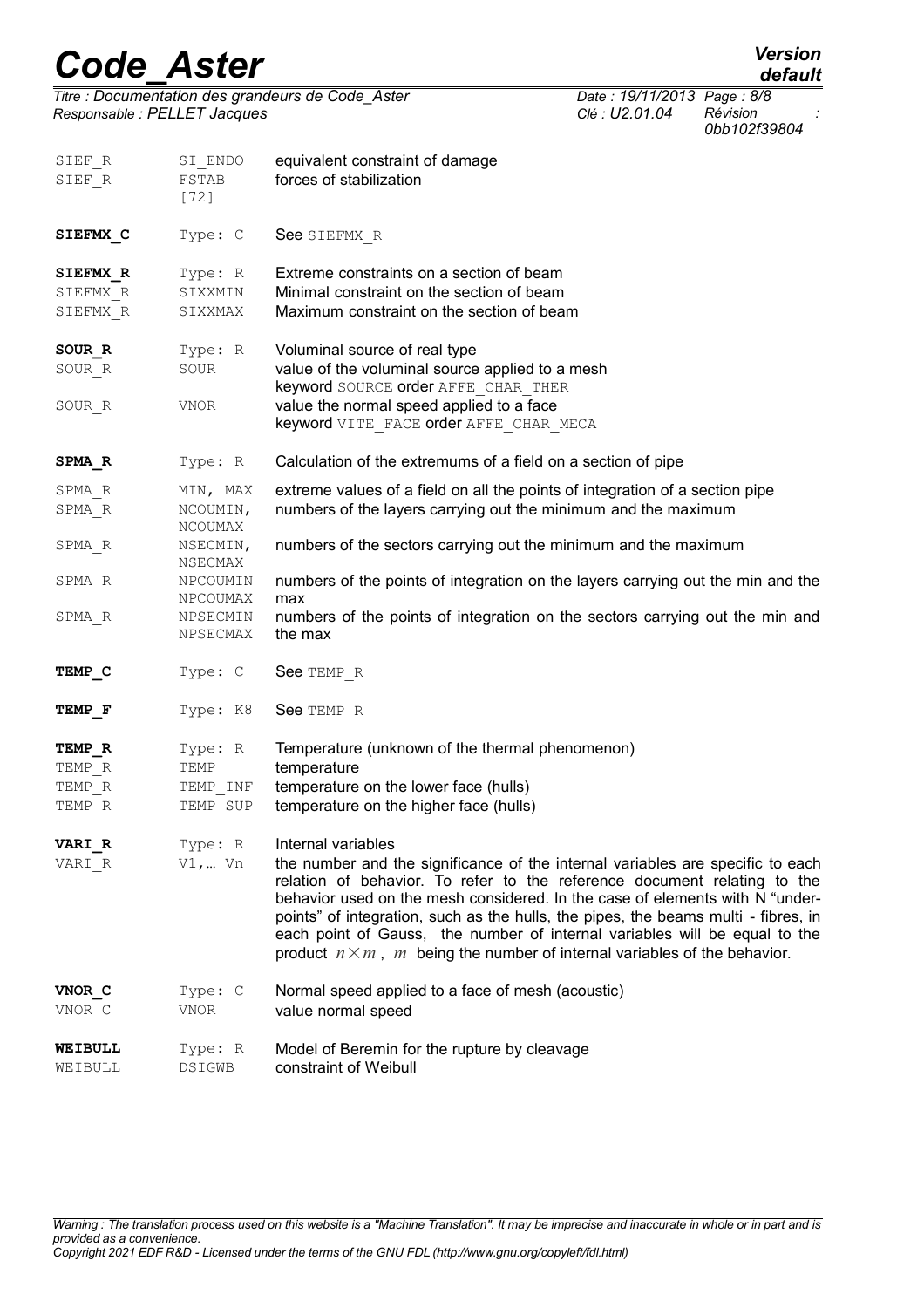| | | |
|---|---|---|
| SIEF_R | SI_ENDO | equivalent constraint of damage |
| SIEF_R | FSTAB [72] | forces of stabilization |
| **SIEFMX_C** | Type: C | See SIEFMX_R |
| **SIEFMX_R** | Type: R | Extreme constraints on a section of beam |
| SIEFMX_R | SIXXMIN | Minimal constraint on the section of beam |
| SIEFMX_R | SIXXMAX | Maximum constraint on the section of beam |
| **SOUR_R** | Type: R | Voluminal source of real type |
| SOUR_R | SOUR | value of the voluminal source applied to a mesh keyword SOURCE order AFFE_CHAR_THER |
| SOUR_R | VNOR | value the normal speed applied to a face keyword VITE_FACE order AFFE_CHAR_MECA |
| **SPMA_R** | Type: R | Calculation of the extremums of a field on a section of pipe |
| SPMA_R | MIN, MAX | extreme values of a field on all the points of integration of a section pipe |
| SPMA_R | NCOUMIN, NCOUMAX | numbers of the layers carrying out the minimum and the maximum |
| SPMA_R | NSECMIN, NSECMAX | numbers of the sectors carrying out the minimum and the maximum |
| SPMA_R | NPCOUMIN NPCOUMAX | numbers of the points of integration on the layers carrying out the min and the max |
| SPMA_R | NPSECMIN NPSECMAX | numbers of the points of integration on the sectors carrying out the min and the max |
| **TEMP_C** | Type: C | See TEMP_R |
| **TEMP_F** | Type: K8 | See TEMP_R |
| **TEMP_R** | Type: R | Temperature (unknown of the thermal phenomenon) |
| TEMP_R | TEMP | temperature |
| TEMP_R | TEMP_INF | temperature on the lower face (hulls) |
| TEMP_R | TEMP_SUP | temperature on the higher face (hulls) |
| **VARI_R** | Type: R | Internal variables |
| VARI_R | V1,… Vn | the number and the significance of the internal variables are specific to each relation of behavior. To refer to the reference document relating to the behavior used on the mesh considered. In the case of elements with N "under-points" of integration, such as the hulls, the pipes, the beams multi - fibres, in each point of Gauss, the number of internal variables will be equal to the product $n \times m$, $m$ being the number of internal variables of the behavior. |
| **VNOR_C** | Type: C | Normal speed applied to a face of mesh (acoustic) |
| VNOR_C | VNOR | value normal speed |
| **WEIBULL** | Type: R | Model of Beremin for the rupture by cleavage |
| WEIBULL | DSIGWB | constraint of Weibull |